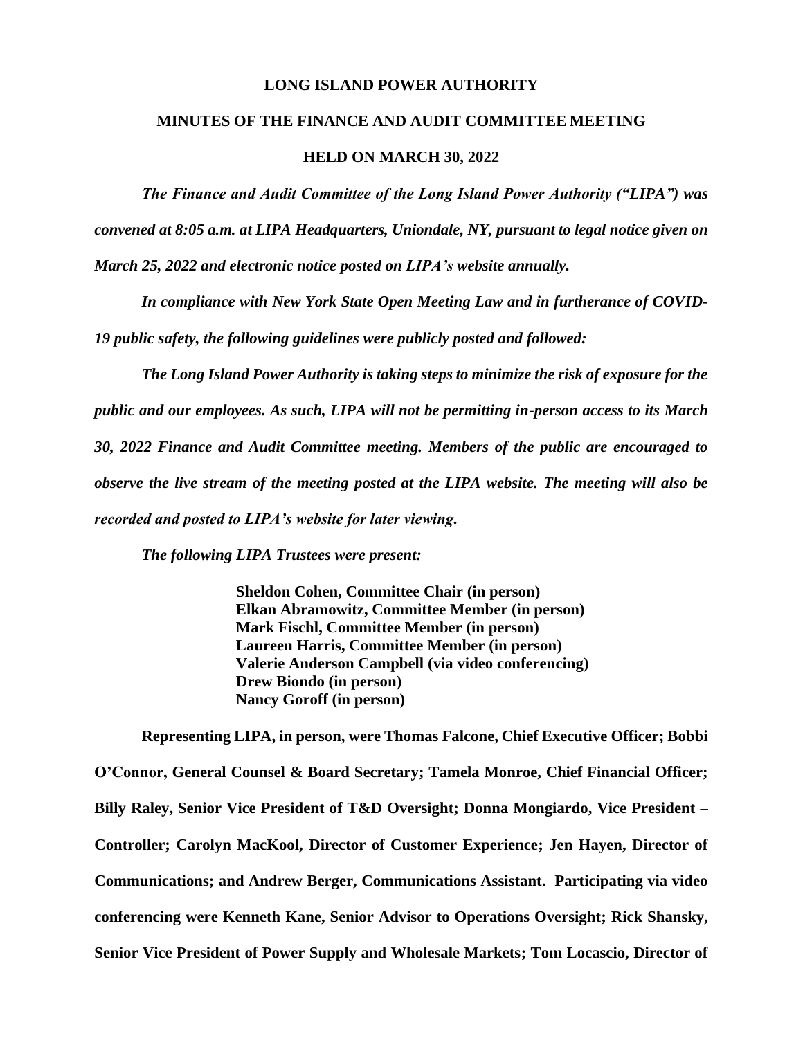**LONG ISLAND POWER AUTHORITY**

**MINUTES OF THE FINANCE AND AUDIT COMMITTEE MEETING**

**HELD ON MARCH 30, 2022**

***The Finance and Audit Committee of the Long Island Power Authority ("LIPA") was convened at 8:05 a.m. at LIPA Headquarters, Uniondale, NY, pursuant to legal notice given on March 25, 2022 and electronic notice posted on LIPA's website annually.***

***In compliance with New York State Open Meeting Law and in furtherance of COVID-19 public safety, the following guidelines were publicly posted and followed:***

***The Long Island Power Authority is taking steps to minimize the risk of exposure for the public and our employees. As such, LIPA will not be permitting in-person access to its March 30, 2022 Finance and Audit Committee meeting. Members of the public are encouraged to observe the live stream of the meeting posted at the LIPA website. The meeting will also be recorded and posted to LIPA's website for later viewing.***

***The following LIPA Trustees were present:***

**Sheldon Cohen, Committee Chair (in person)**
**Elkan Abramowitz, Committee Member (in person)**
**Mark Fischl, Committee Member (in person)**
**Laureen Harris, Committee Member (in person)**
**Valerie Anderson Campbell (via video conferencing)**
**Drew Biondo (in person)**
**Nancy Goroff (in person)**

**Representing LIPA, in person, were Thomas Falcone, Chief Executive Officer; Bobbi O'Connor, General Counsel & Board Secretary; Tamela Monroe, Chief Financial Officer; Billy Raley, Senior Vice President of T&D Oversight; Donna Mongiardo, Vice President – Controller; Carolyn MacKool, Director of Customer Experience; Jen Hayen, Director of Communications; and Andrew Berger, Communications Assistant. Participating via video conferencing were Kenneth Kane, Senior Advisor to Operations Oversight; Rick Shansky, Senior Vice President of Power Supply and Wholesale Markets; Tom Locascio, Director of**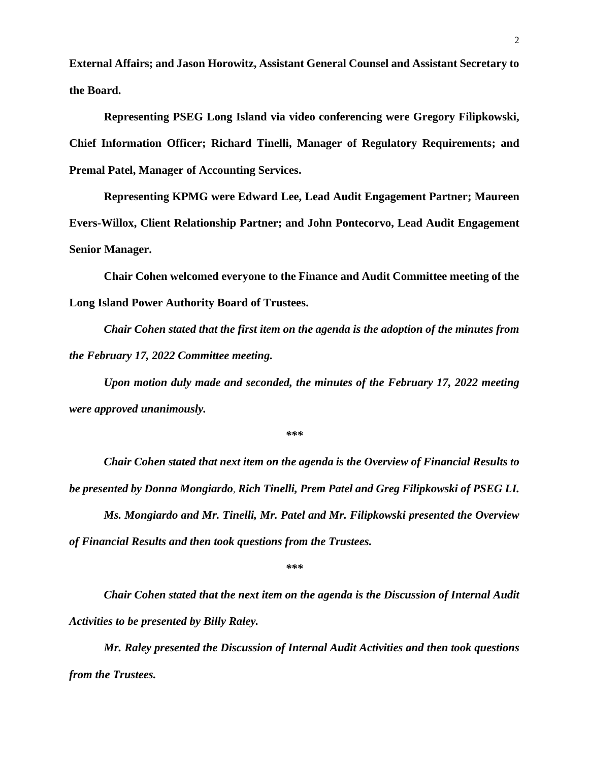**External Affairs; and Jason Horowitz, Assistant General Counsel and Assistant Secretary to the Board.**

**Representing PSEG Long Island via video conferencing were Gregory Filipkowski, Chief Information Officer; Richard Tinelli, Manager of Regulatory Requirements; and Premal Patel, Manager of Accounting Services.**

**Representing KPMG were Edward Lee, Lead Audit Engagement Partner; Maureen Evers-Willox, Client Relationship Partner; and John Pontecorvo, Lead Audit Engagement Senior Manager.**

**Chair Cohen welcomed everyone to the Finance and Audit Committee meeting of the Long Island Power Authority Board of Trustees.**

***Chair Cohen stated that the first item on the agenda is the adoption of the minutes from the February 17, 2022 Committee meeting.***

***Upon motion duly made and seconded, the minutes of the February 17, 2022 meeting were approved unanimously.***

***\*\*\****

***Chair Cohen stated that next item on the agenda is the Overview of Financial Results to be presented by Donna Mongiardo, Rich Tinelli, Prem Patel and Greg Filipkowski of PSEG LI.***

***Ms. Mongiardo and Mr. Tinelli, Mr. Patel and Mr. Filipkowski presented the Overview of Financial Results and then took questions from the Trustees.***

***\*\*\****

***Chair Cohen stated that the next item on the agenda is the Discussion of Internal Audit Activities to be presented by Billy Raley.***

***Mr. Raley presented the Discussion of Internal Audit Activities and then took questions from the Trustees.***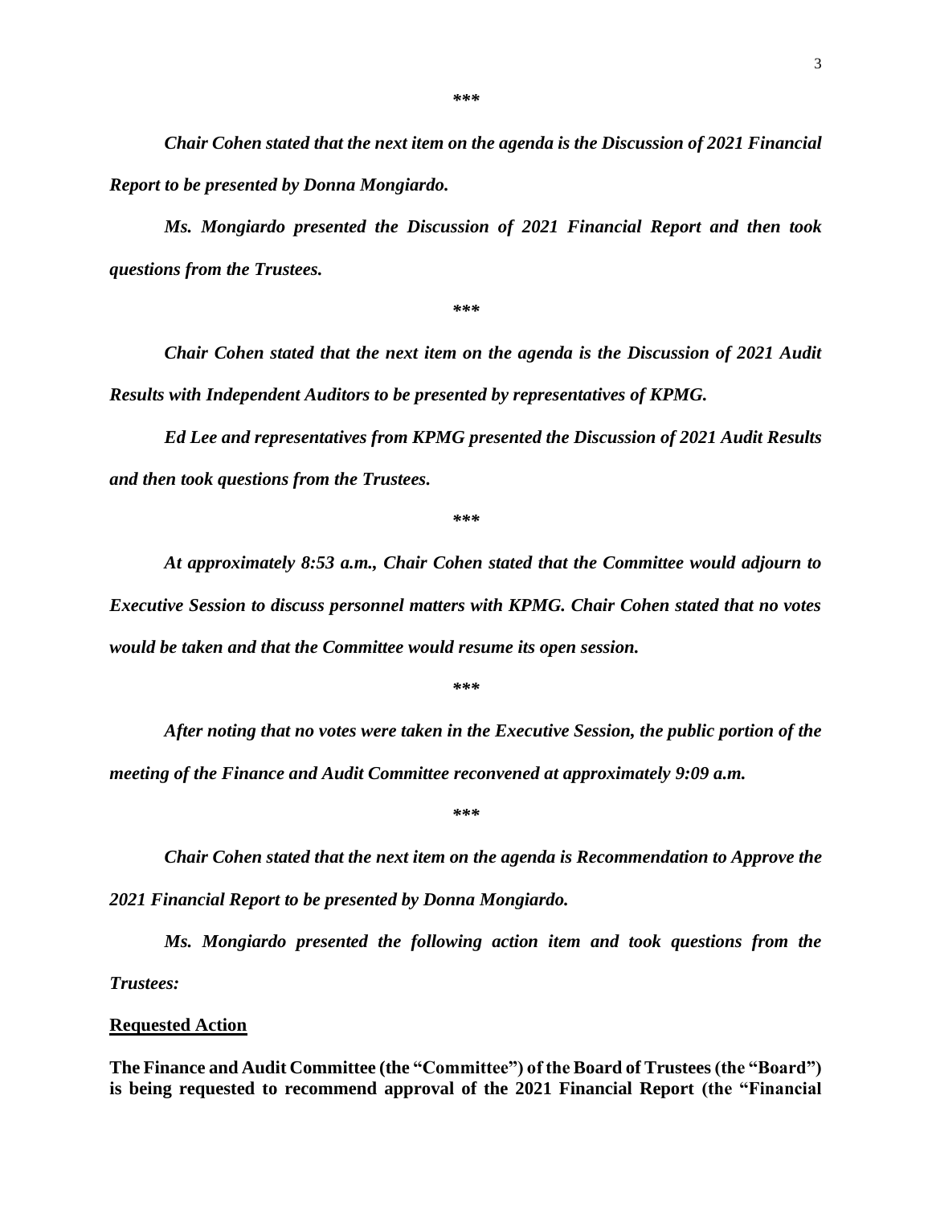***

*Chair Cohen stated that the next item on the agenda is the Discussion of 2021 Financial Report to be presented by Donna Mongiardo.*

*Ms. Mongiardo presented the Discussion of 2021 Financial Report and then took questions from the Trustees.*

***

*Chair Cohen stated that the next item on the agenda is the Discussion of 2021 Audit Results with Independent Auditors to be presented by representatives of KPMG.*

*Ed Lee and representatives from KPMG presented the Discussion of 2021 Audit Results and then took questions from the Trustees.*

***

*At approximately 8:53 a.m., Chair Cohen stated that the Committee would adjourn to Executive Session to discuss personnel matters with KPMG. Chair Cohen stated that no votes would be taken and that the Committee would resume its open session.*

***

*After noting that no votes were taken in the Executive Session, the public portion of the meeting of the Finance and Audit Committee reconvened at approximately 9:09 a.m.*

***

*Chair Cohen stated that the next item on the agenda is Recommendation to Approve the 2021 Financial Report to be presented by Donna Mongiardo.*

*Ms. Mongiardo presented the following action item and took questions from the Trustees:*

**Requested Action**

**The Finance and Audit Committee (the "Committee") of the Board of Trustees (the "Board") is being requested to recommend approval of the 2021 Financial Report (the "Financial**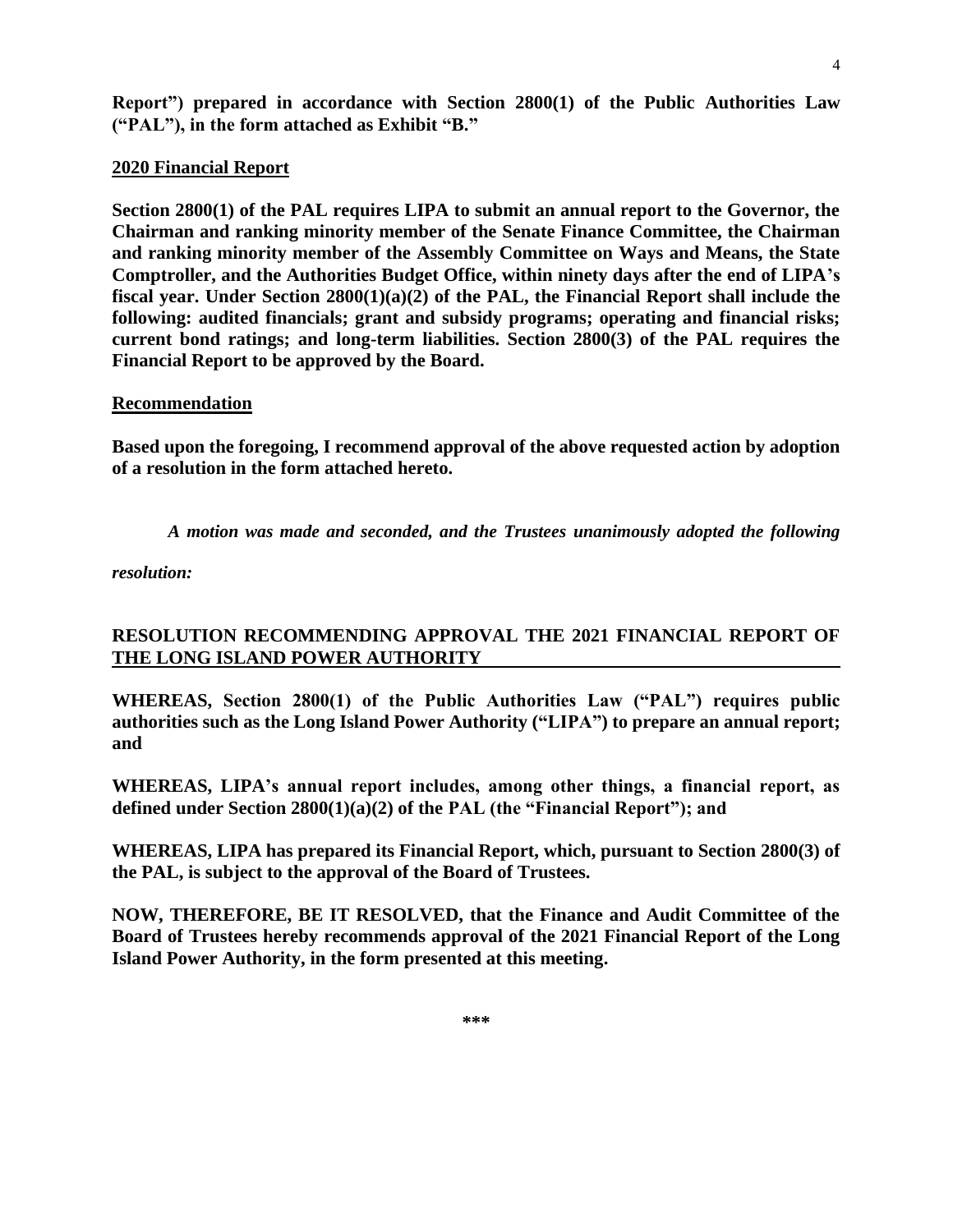**Report") prepared in accordance with Section 2800(1) of the Public Authorities Law ("PAL"), in the form attached as Exhibit "B."**

**2020 Financial Report**

**Section 2800(1) of the PAL requires LIPA to submit an annual report to the Governor, the Chairman and ranking minority member of the Senate Finance Committee, the Chairman and ranking minority member of the Assembly Committee on Ways and Means, the State Comptroller, and the Authorities Budget Office, within ninety days after the end of LIPA's fiscal year. Under Section 2800(1)(a)(2) of the PAL, the Financial Report shall include the following: audited financials; grant and subsidy programs; operating and financial risks; current bond ratings; and long-term liabilities. Section 2800(3) of the PAL requires the Financial Report to be approved by the Board.**

**Recommendation**

**Based upon the foregoing, I recommend approval of the above requested action by adoption of a resolution in the form attached hereto.**

*A motion was made and seconded, and the Trustees unanimously adopted the following resolution:*

**RESOLUTION RECOMMENDING APPROVAL THE 2021 FINANCIAL REPORT OF THE LONG ISLAND POWER AUTHORITY**

**WHEREAS, Section 2800(1) of the Public Authorities Law ("PAL") requires public authorities such as the Long Island Power Authority ("LIPA") to prepare an annual report; and**

**WHEREAS, LIPA's annual report includes, among other things, a financial report, as defined under Section 2800(1)(a)(2) of the PAL (the "Financial Report"); and**

**WHEREAS, LIPA has prepared its Financial Report, which, pursuant to Section 2800(3) of the PAL, is subject to the approval of the Board of Trustees.**

**NOW, THEREFORE, BE IT RESOLVED, that the Finance and Audit Committee of the Board of Trustees hereby recommends approval of the 2021 Financial Report of the Long Island Power Authority, in the form presented at this meeting.**

***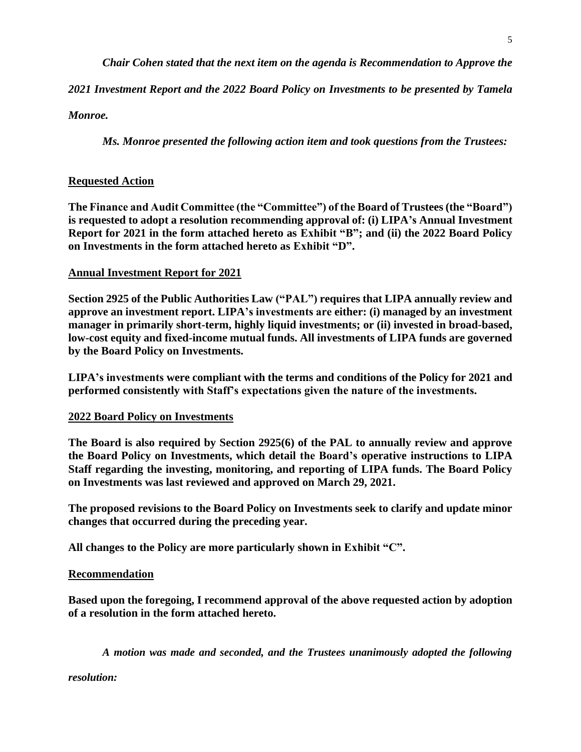*Chair Cohen stated that the next item on the agenda is Recommendation to Approve the 2021 Investment Report and the 2022 Board Policy on Investments to be presented by Tamela Monroe.*

*Ms. Monroe presented the following action item and took questions from the Trustees:*

**Requested Action**

**The Finance and Audit Committee (the "Committee") of the Board of Trustees (the "Board") is requested to adopt a resolution recommending approval of: (i) LIPA's Annual Investment Report for 2021 in the form attached hereto as Exhibit "B"; and (ii) the 2022 Board Policy on Investments in the form attached hereto as Exhibit "D".**

**Annual Investment Report for 2021**

**Section 2925 of the Public Authorities Law ("PAL") requires that LIPA annually review and approve an investment report. LIPA's investments are either: (i) managed by an investment manager in primarily short-term, highly liquid investments; or (ii) invested in broad-based, low-cost equity and fixed-income mutual funds. All investments of LIPA funds are governed by the Board Policy on Investments.**

**LIPA's investments were compliant with the terms and conditions of the Policy for 2021 and performed consistently with Staff's expectations given the nature of the investments.**

**2022 Board Policy on Investments**

**The Board is also required by Section 2925(6) of the PAL to annually review and approve the Board Policy on Investments, which detail the Board's operative instructions to LIPA Staff regarding the investing, monitoring, and reporting of LIPA funds. The Board Policy on Investments was last reviewed and approved on March 29, 2021.**

**The proposed revisions to the Board Policy on Investments seek to clarify and update minor changes that occurred during the preceding year.**

**All changes to the Policy are more particularly shown in Exhibit "C".**

**Recommendation**

**Based upon the foregoing, I recommend approval of the above requested action by adoption of a resolution in the form attached hereto.**

*A motion was made and seconded, and the Trustees unanimously adopted the following resolution:*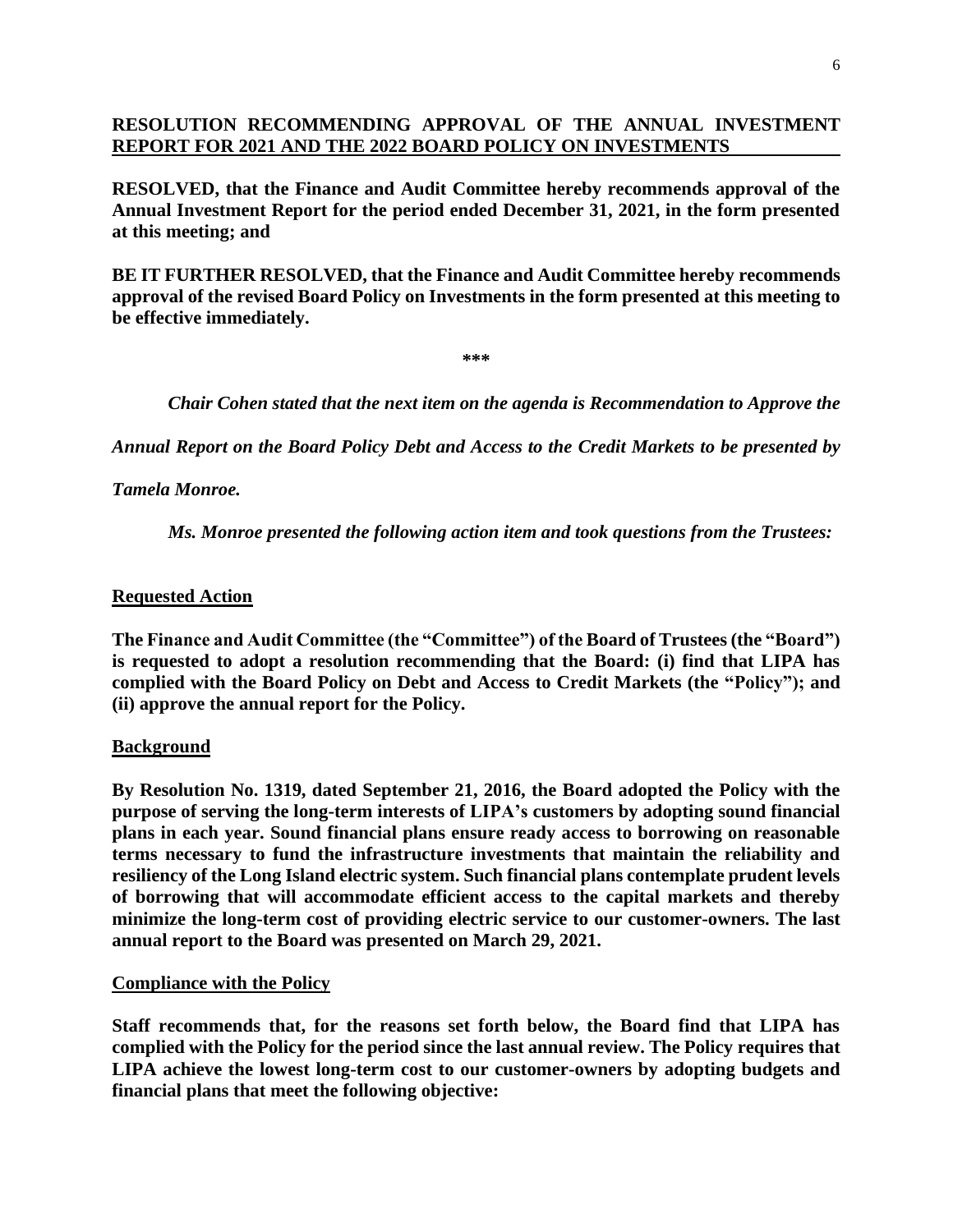**RESOLUTION RECOMMENDING APPROVAL OF THE ANNUAL INVESTMENT REPORT FOR 2021 AND THE 2022 BOARD POLICY ON INVESTMENTS**

**RESOLVED, that the Finance and Audit Committee hereby recommends approval of the Annual Investment Report for the period ended December 31, 2021, in the form presented at this meeting; and**

**BE IT FURTHER RESOLVED, that the Finance and Audit Committee hereby recommends approval of the revised Board Policy on Investments in the form presented at this meeting to be effective immediately.**

**\*\*\***

*Chair Cohen stated that the next item on the agenda is Recommendation to Approve the Annual Report on the Board Policy Debt and Access to the Credit Markets to be presented by Tamela Monroe.*

*Ms. Monroe presented the following action item and took questions from the Trustees:*

**Requested Action**

**The Finance and Audit Committee (the "Committee") of the Board of Trustees (the "Board") is requested to adopt a resolution recommending that the Board: (i) find that LIPA has complied with the Board Policy on Debt and Access to Credit Markets (the "Policy"); and (ii) approve the annual report for the Policy.**

**Background**

**By Resolution No. 1319, dated September 21, 2016, the Board adopted the Policy with the purpose of serving the long-term interests of LIPA's customers by adopting sound financial plans in each year. Sound financial plans ensure ready access to borrowing on reasonable terms necessary to fund the infrastructure investments that maintain the reliability and resiliency of the Long Island electric system. Such financial plans contemplate prudent levels of borrowing that will accommodate efficient access to the capital markets and thereby minimize the long-term cost of providing electric service to our customer-owners. The last annual report to the Board was presented on March 29, 2021.**

**Compliance with the Policy**

**Staff recommends that, for the reasons set forth below, the Board find that LIPA has complied with the Policy for the period since the last annual review. The Policy requires that LIPA achieve the lowest long-term cost to our customer-owners by adopting budgets and financial plans that meet the following objective:**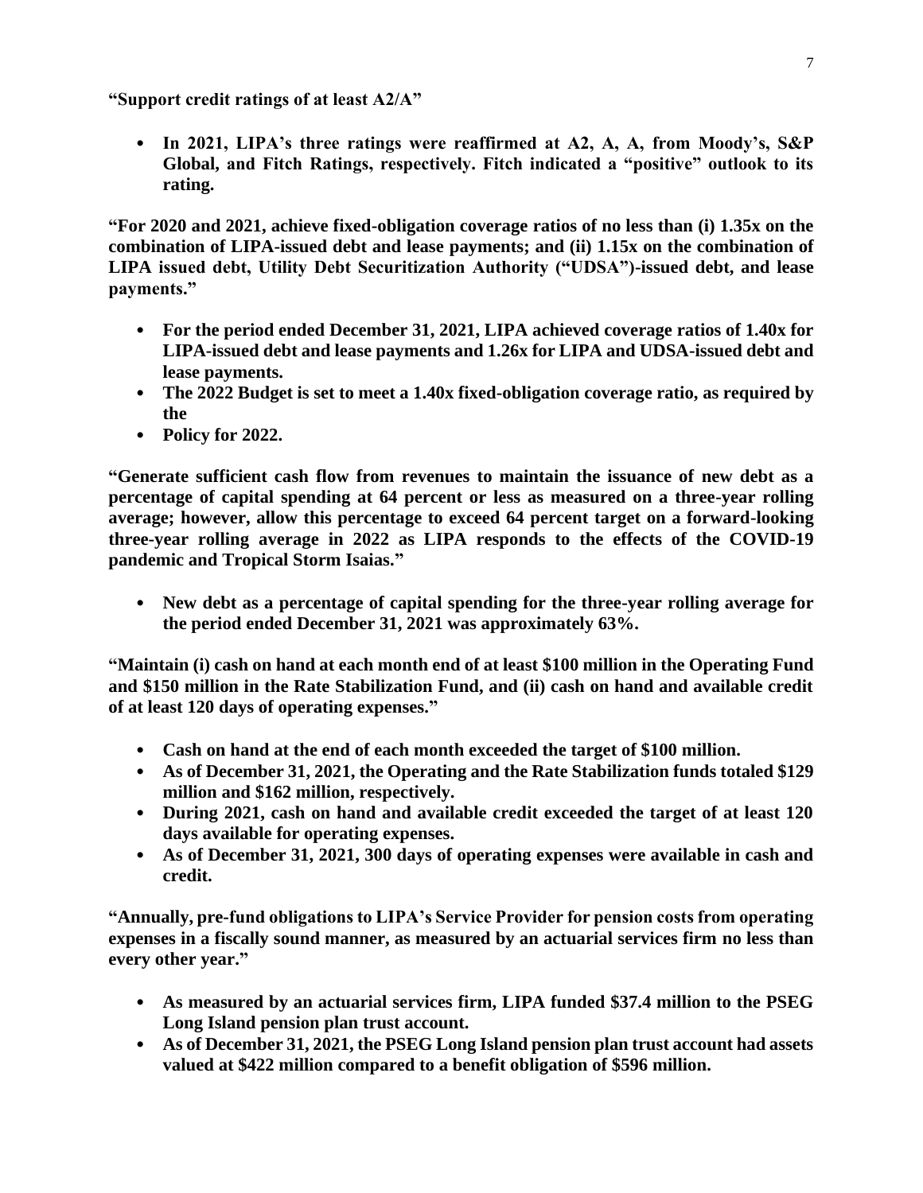**“Support credit ratings of at least A2/A”**

- **In 2021, LIPA’s three ratings were reaffirmed at A2, A, A, from Moody’s, S&P Global, and Fitch Ratings, respectively. Fitch indicated a “positive” outlook to its rating.**

**“For 2020 and 2021, achieve fixed-obligation coverage ratios of no less than (i) 1.35x on the combination of LIPA-issued debt and lease payments; and (ii) 1.15x on the combination of LIPA issued debt, Utility Debt Securitization Authority (“UDSA”)-issued debt, and lease payments.”**

- **For the period ended December 31, 2021, LIPA achieved coverage ratios of 1.40x for LIPA-issued debt and lease payments and 1.26x for LIPA and UDSA-issued debt and lease payments.**
- **The 2022 Budget is set to meet a 1.40x fixed-obligation coverage ratio, as required by the**
- **Policy for 2022.**

**“Generate sufficient cash flow from revenues to maintain the issuance of new debt as a percentage of capital spending at 64 percent or less as measured on a three-year rolling average; however, allow this percentage to exceed 64 percent target on a forward-looking three-year rolling average in 2022 as LIPA responds to the effects of the COVID-19 pandemic and Tropical Storm Isaias.”**

- **New debt as a percentage of capital spending for the three-year rolling average for the period ended December 31, 2021 was approximately 63%.**

**“Maintain (i) cash on hand at each month end of at least $100 million in the Operating Fund and $150 million in the Rate Stabilization Fund, and (ii) cash on hand and available credit of at least 120 days of operating expenses.”**

- **Cash on hand at the end of each month exceeded the target of $100 million.**
- **As of December 31, 2021, the Operating and the Rate Stabilization funds totaled $129 million and $162 million, respectively.**
- **During 2021, cash on hand and available credit exceeded the target of at least 120 days available for operating expenses.**
- **As of December 31, 2021, 300 days of operating expenses were available in cash and credit.**

**“Annually, pre-fund obligations to LIPA’s Service Provider for pension costs from operating expenses in a fiscally sound manner, as measured by an actuarial services firm no less than every other year.”**

- **As measured by an actuarial services firm, LIPA funded $37.4 million to the PSEG Long Island pension plan trust account.**
- **As of December 31, 2021, the PSEG Long Island pension plan trust account had assets valued at $422 million compared to a benefit obligation of $596 million.**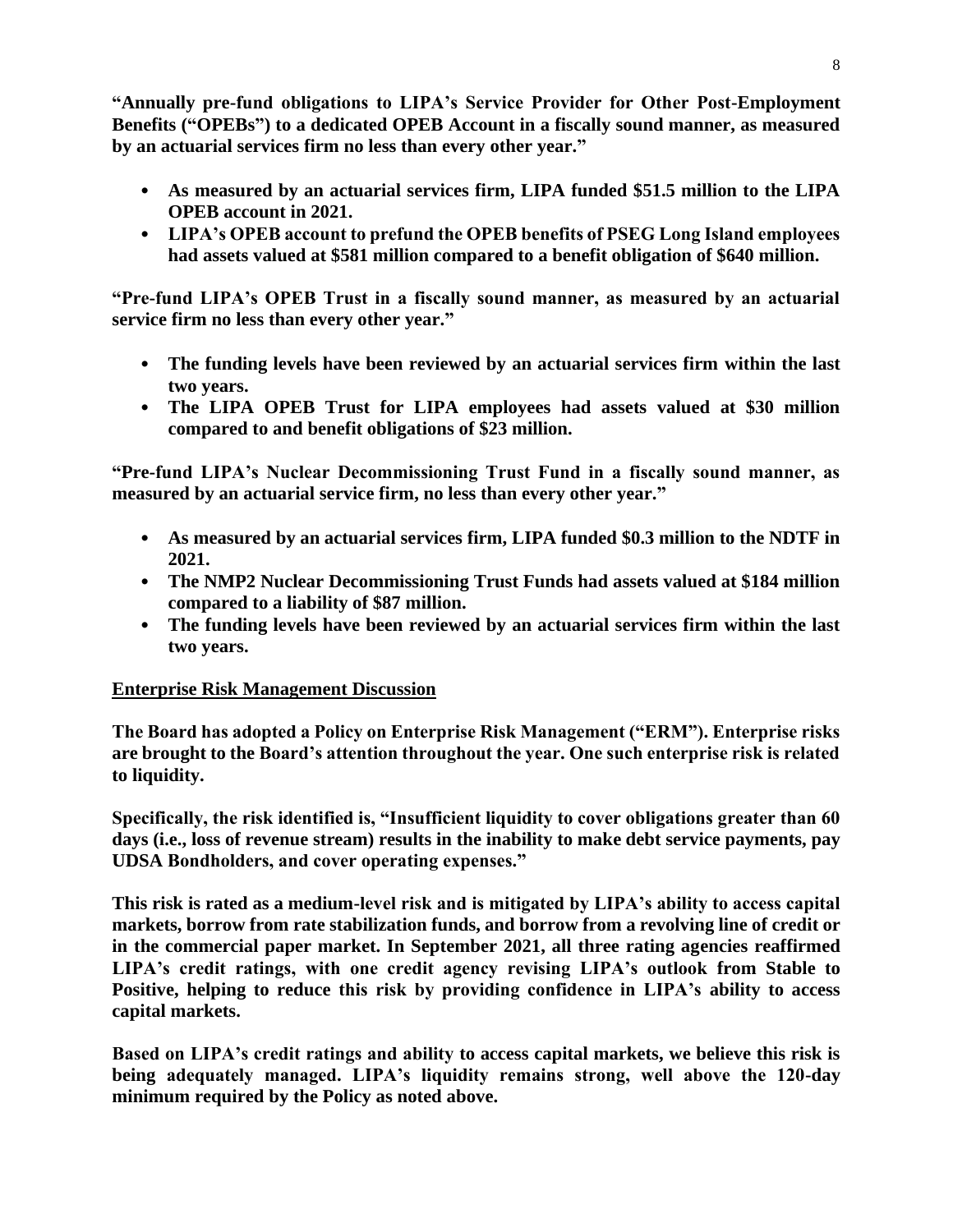**"Annually pre-fund obligations to LIPA's Service Provider for Other Post-Employment Benefits ("OPEBs") to a dedicated OPEB Account in a fiscally sound manner, as measured by an actuarial services firm no less than every other year."**

- **As measured by an actuarial services firm, LIPA funded $51.5 million to the LIPA OPEB account in 2021.**
- **LIPA's OPEB account to prefund the OPEB benefits of PSEG Long Island employees had assets valued at $581 million compared to a benefit obligation of $640 million.**

**"Pre-fund LIPA's OPEB Trust in a fiscally sound manner, as measured by an actuarial service firm no less than every other year."**

- **The funding levels have been reviewed by an actuarial services firm within the last two years.**
- **The LIPA OPEB Trust for LIPA employees had assets valued at $30 million compared to and benefit obligations of $23 million.**

**"Pre-fund LIPA's Nuclear Decommissioning Trust Fund in a fiscally sound manner, as measured by an actuarial service firm, no less than every other year."**

- **As measured by an actuarial services firm, LIPA funded $0.3 million to the NDTF in 2021.**
- **The NMP2 Nuclear Decommissioning Trust Funds had assets valued at $184 million compared to a liability of $87 million.**
- **The funding levels have been reviewed by an actuarial services firm within the last two years.**

**Enterprise Risk Management Discussion**

**The Board has adopted a Policy on Enterprise Risk Management ("ERM"). Enterprise risks are brought to the Board's attention throughout the year. One such enterprise risk is related to liquidity.**

**Specifically, the risk identified is, "Insufficient liquidity to cover obligations greater than 60 days (i.e., loss of revenue stream) results in the inability to make debt service payments, pay UDSA Bondholders, and cover operating expenses."**

**This risk is rated as a medium-level risk and is mitigated by LIPA's ability to access capital markets, borrow from rate stabilization funds, and borrow from a revolving line of credit or in the commercial paper market. In September 2021, all three rating agencies reaffirmed LIPA's credit ratings, with one credit agency revising LIPA's outlook from Stable to Positive, helping to reduce this risk by providing confidence in LIPA's ability to access capital markets.**

**Based on LIPA's credit ratings and ability to access capital markets, we believe this risk is being adequately managed. LIPA's liquidity remains strong, well above the 120-day minimum required by the Policy as noted above.**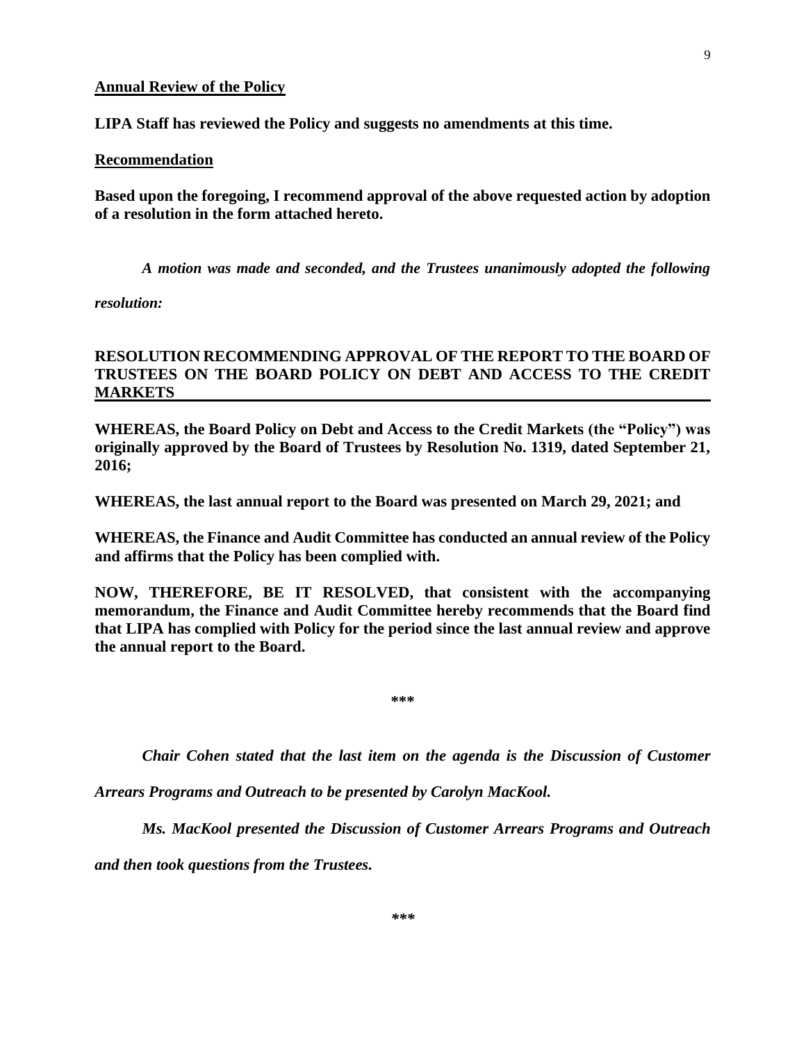**Annual Review of the Policy**

**LIPA Staff has reviewed the Policy and suggests no amendments at this time.**

**Recommendation**

**Based upon the foregoing, I recommend approval of the above requested action by adoption of a resolution in the form attached hereto.**

***A motion was made and seconded, and the Trustees unanimously adopted the following resolution:***

**RESOLUTION RECOMMENDING APPROVAL OF THE REPORT TO THE BOARD OF TRUSTEES ON THE BOARD POLICY ON DEBT AND ACCESS TO THE CREDIT MARKETS**

**WHEREAS, the Board Policy on Debt and Access to the Credit Markets (the "Policy") was originally approved by the Board of Trustees by Resolution No. 1319, dated September 21, 2016;**

**WHEREAS, the last annual report to the Board was presented on March 29, 2021; and**

**WHEREAS, the Finance and Audit Committee has conducted an annual review of the Policy and affirms that the Policy has been complied with.**

**NOW, THEREFORE, BE IT RESOLVED, that consistent with the accompanying memorandum, the Finance and Audit Committee hereby recommends that the Board find that LIPA has complied with Policy for the period since the last annual review and approve the annual report to the Board.**

***

***Chair Cohen stated that the last item on the agenda is the Discussion of Customer Arrears Programs and Outreach to be presented by Carolyn MacKool.***

***Ms. MacKool presented the Discussion of Customer Arrears Programs and Outreach and then took questions from the Trustees.***

***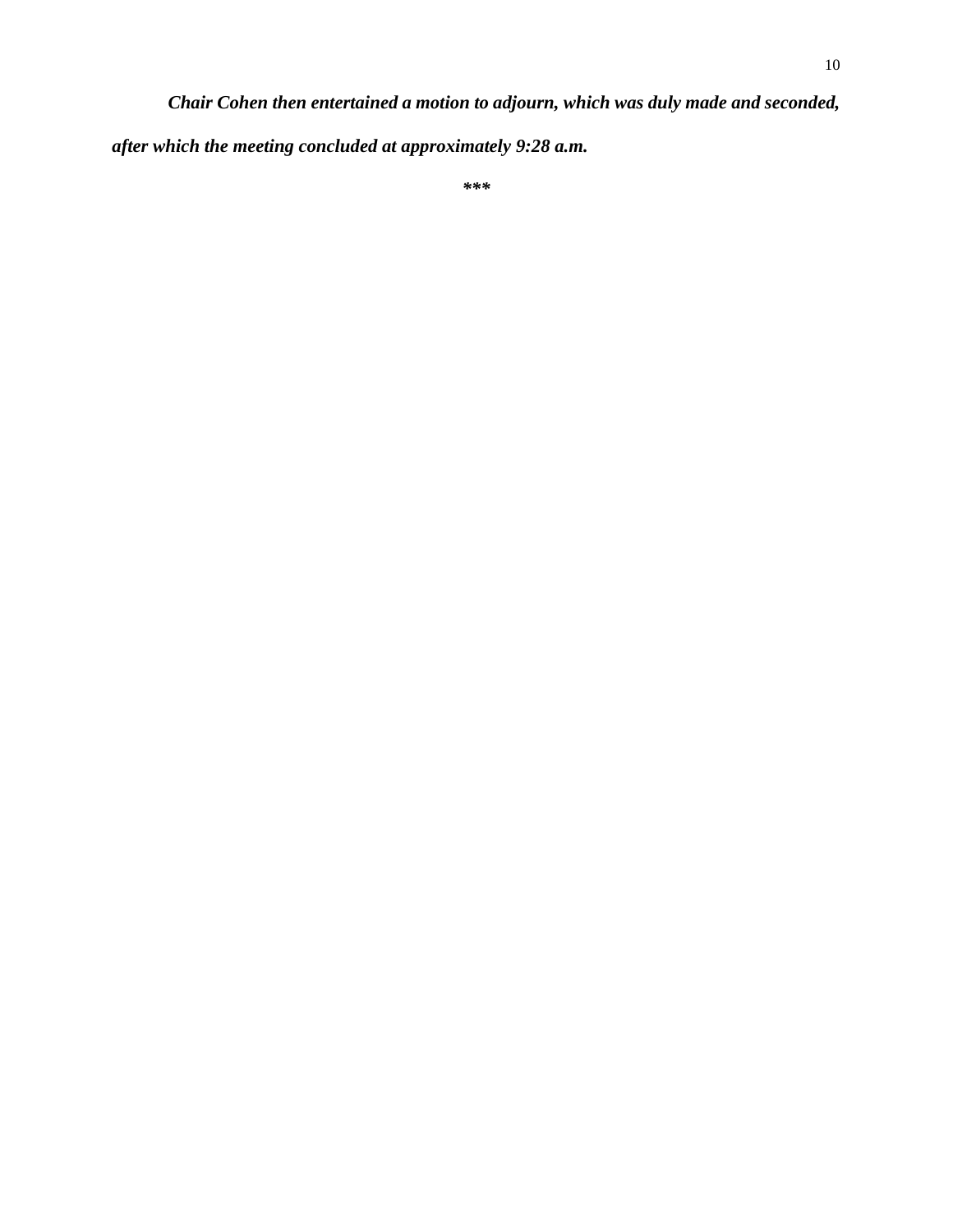***Chair Cohen then entertained a motion to adjourn, which was duly made and seconded, after which the meeting concluded at approximately 9:28 a.m.***

***